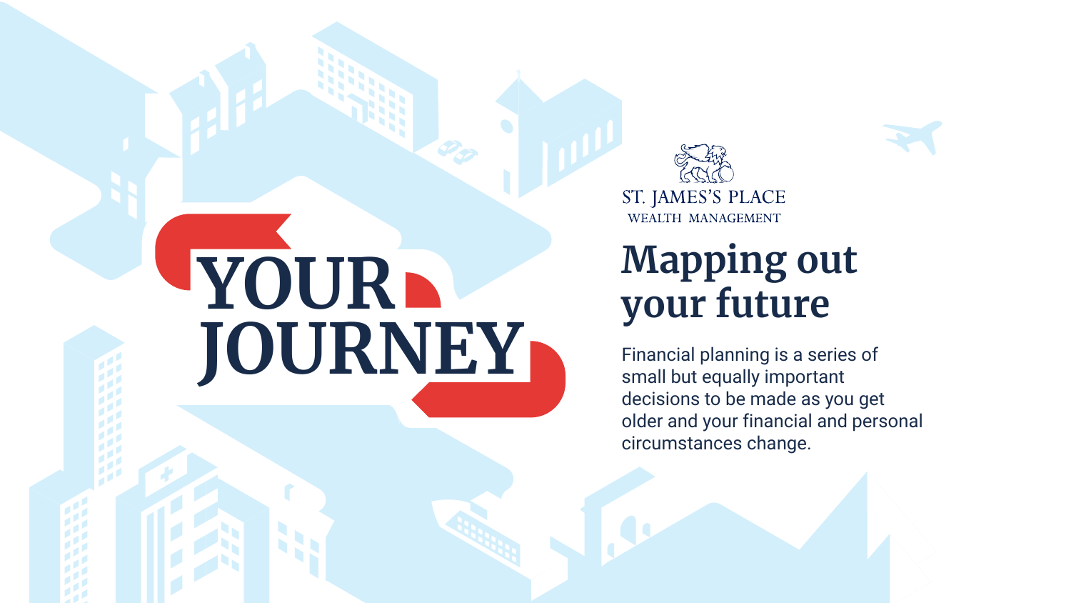# YOUR JOURNEY

ST. JAMES'S PLACE
WEALTH MANAGEMENT

## Mapping out your future

Financial planning is a series of small but equally important decisions to be made as you get older and your financial and personal circumstances change.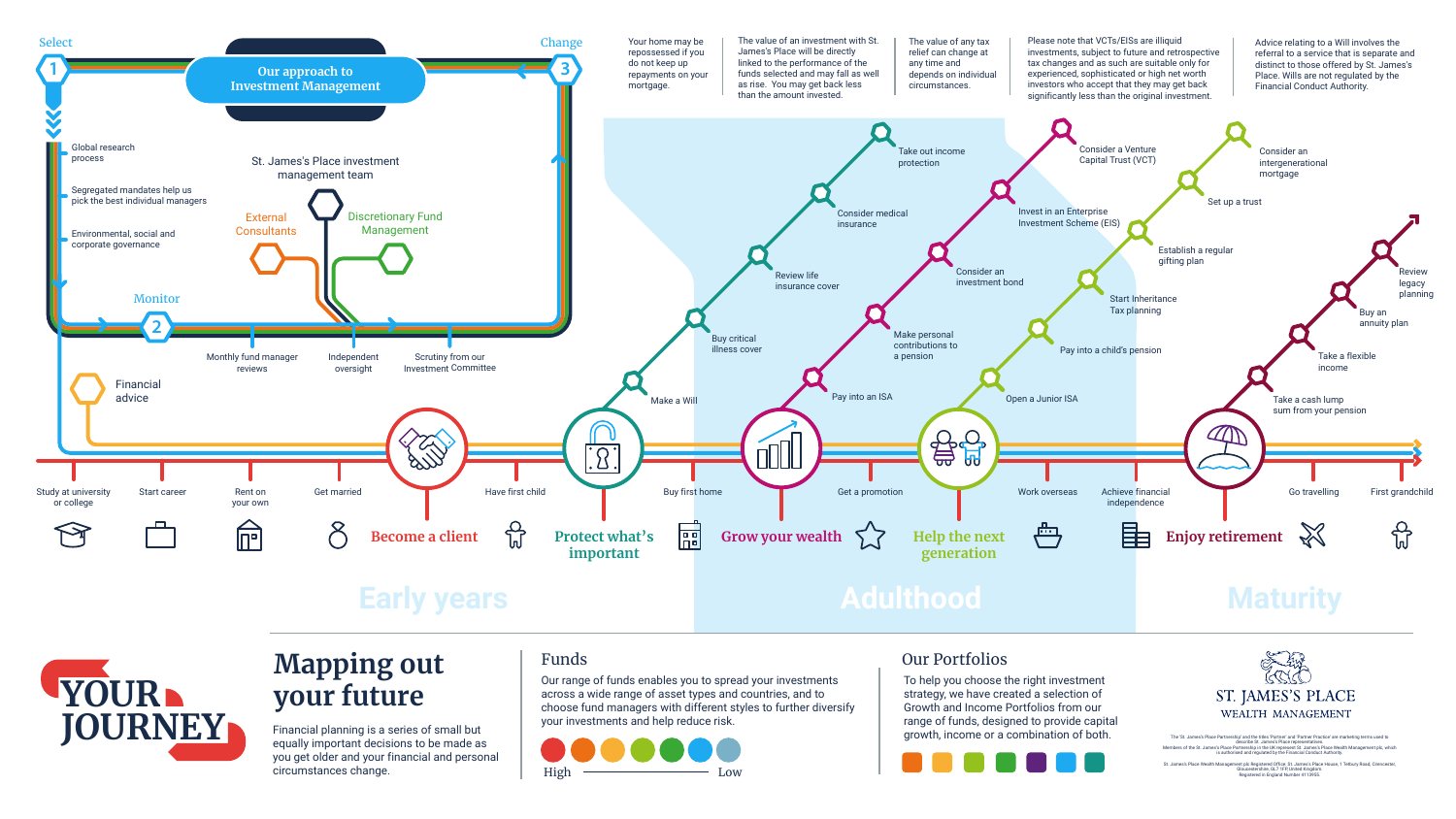# Our approach to Investment Management

1 Select

- Global research process
- Segregated mandates help us pick the best individual managers
- Environmental, social and corporate governance

St. James's Place investment management team

External Consultants

Discretionary Fund Management

2 Monitor

- Monthly fund manager reviews
- Independent oversight
- Scrutiny from our Investment Committee

3 Change

Financial advice

Your home may be repossessed if you do not keep up repayments on your mortgage.

The value of an investment with St. James's Place will be directly linked to the performance of the funds selected and may fall as well as rise. You may get back less than the amount invested.

The value of any tax relief can change at any time and depends on individual circumstances.

Please note that VCTs/EISs are illiquid investments, subject to future and retrospective tax changes and as such are suitable only for experienced, sophisticated or high net worth investors who accept that they may get back significantly less than the original investment.

Advice relating to a Will involves the referral to a service that is separate and distinct to those offered by St. James's Place. Wills are not regulated by the Financial Conduct Authority.

## Protect what's important

- Make a Will
- Buy critical illness cover
- Review life insurance cover
- Consider medical insurance
- Take out income protection

## Grow your wealth

- Pay into an ISA
- Make personal contributions to a pension
- Consider an investment bond
- Invest in an Enterprise Investment Scheme (EIS)
- Consider a Venture Capital Trust (VCT)

## Help the next generation

- Open a Junior ISA
- Pay into a child's pension
- Start Inheritance Tax planning
- Establish a regular gifting plan
- Set up a trust
- Consider an intergenerational mortgage

## Enjoy retirement

- Take a cash lump sum from your pension
- Take a flexible income
- Buy an annuity plan
- Review legacy planning

Study at university or college · Start career · Rent on your own · Get married · Become a client · Have first child · Protect what's important · Buy first home · Grow your wealth · Get a promotion · Help the next generation · Work overseas · Achieve financial independence · Enjoy retirement · Go travelling · First grandchild

Early years · Adulthood · Maturity

# YOUR JOURNEY

## Mapping out your future

Financial planning is a series of small but equally important decisions to be made as you get older and your financial and personal circumstances change.

## Funds

Our range of funds enables you to spread your investments across a wide range of asset types and countries, and to choose fund managers with different styles to further diversify your investments and help reduce risk.

High — Low

## Our Portfolios

To help you choose the right investment strategy, we have created a selection of Growth and Income Portfolios from our range of funds, designed to provide capital growth, income or a combination of both.

ST. JAMES'S PLACE WEALTH MANAGEMENT

The 'St. James's Place Partnership' and the titles 'Partner' and 'Partner Practice' are marketing terms used to describe St. James's Place representatives. Members of the St. James's Place Partnership in the UK represent St. James's Place Wealth Management plc, which is authorised and regulated by the Financial Conduct Authority.

St. James's Place Wealth Management plc Registered Office: St. James's Place House, 1 Tetbury Road, Cirencester, Gloucestershire, GL7 1FP, United Kingdom. Registered in England Number 4113955.